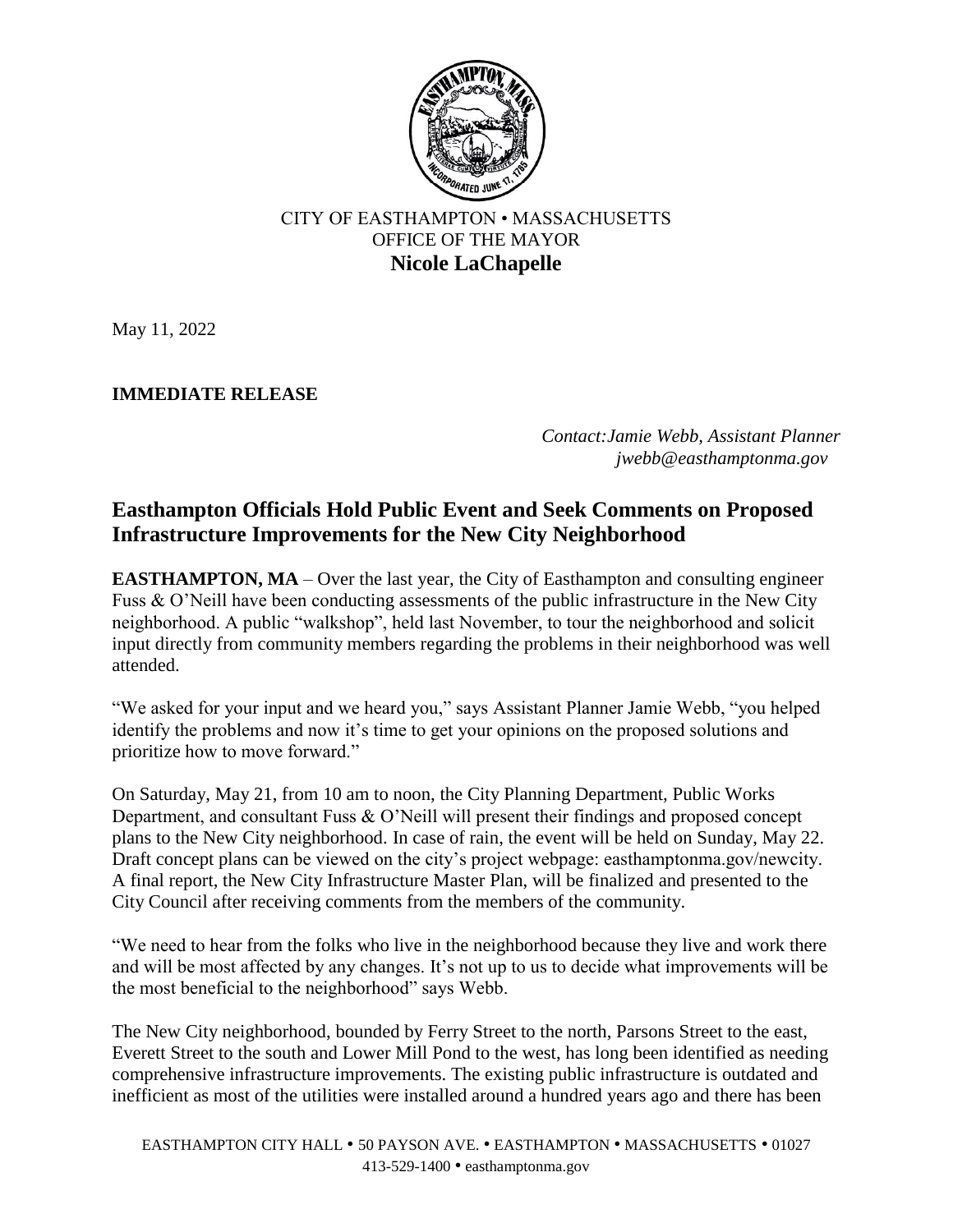CITY OF EASTHAMPTON • MASSACHUSETTS
OFFICE OF THE MAYOR
**Nicole LaChapelle**

May 11, 2022

**IMMEDIATE RELEASE**

*Contact:Jamie Webb, Assistant Planner*
*jwebb@easthamptonma.gov*

## Easthampton Officials Hold Public Event and Seek Comments on Proposed Infrastructure Improvements for the New City Neighborhood

**EASTHAMPTON, MA** – Over the last year, the City of Easthampton and consulting engineer Fuss & O'Neill have been conducting assessments of the public infrastructure in the New City neighborhood. A public "walkshop", held last November, to tour the neighborhood and solicit input directly from community members regarding the problems in their neighborhood was well attended.

"We asked for your input and we heard you," says Assistant Planner Jamie Webb, "you helped identify the problems and now it's time to get your opinions on the proposed solutions and prioritize how to move forward."

On Saturday, May 21, from 10 am to noon, the City Planning Department, Public Works Department, and consultant Fuss & O'Neill will present their findings and proposed concept plans to the New City neighborhood. In case of rain, the event will be held on Sunday, May 22. Draft concept plans can be viewed on the city's project webpage: easthamptonma.gov/newcity. A final report, the New City Infrastructure Master Plan, will be finalized and presented to the City Council after receiving comments from the members of the community.

"We need to hear from the folks who live in the neighborhood because they live and work there and will be most affected by any changes. It's not up to us to decide what improvements will be the most beneficial to the neighborhood" says Webb.

The New City neighborhood, bounded by Ferry Street to the north, Parsons Street to the east, Everett Street to the south and Lower Mill Pond to the west, has long been identified as needing comprehensive infrastructure improvements. The existing public infrastructure is outdated and inefficient as most of the utilities were installed around a hundred years ago and there has been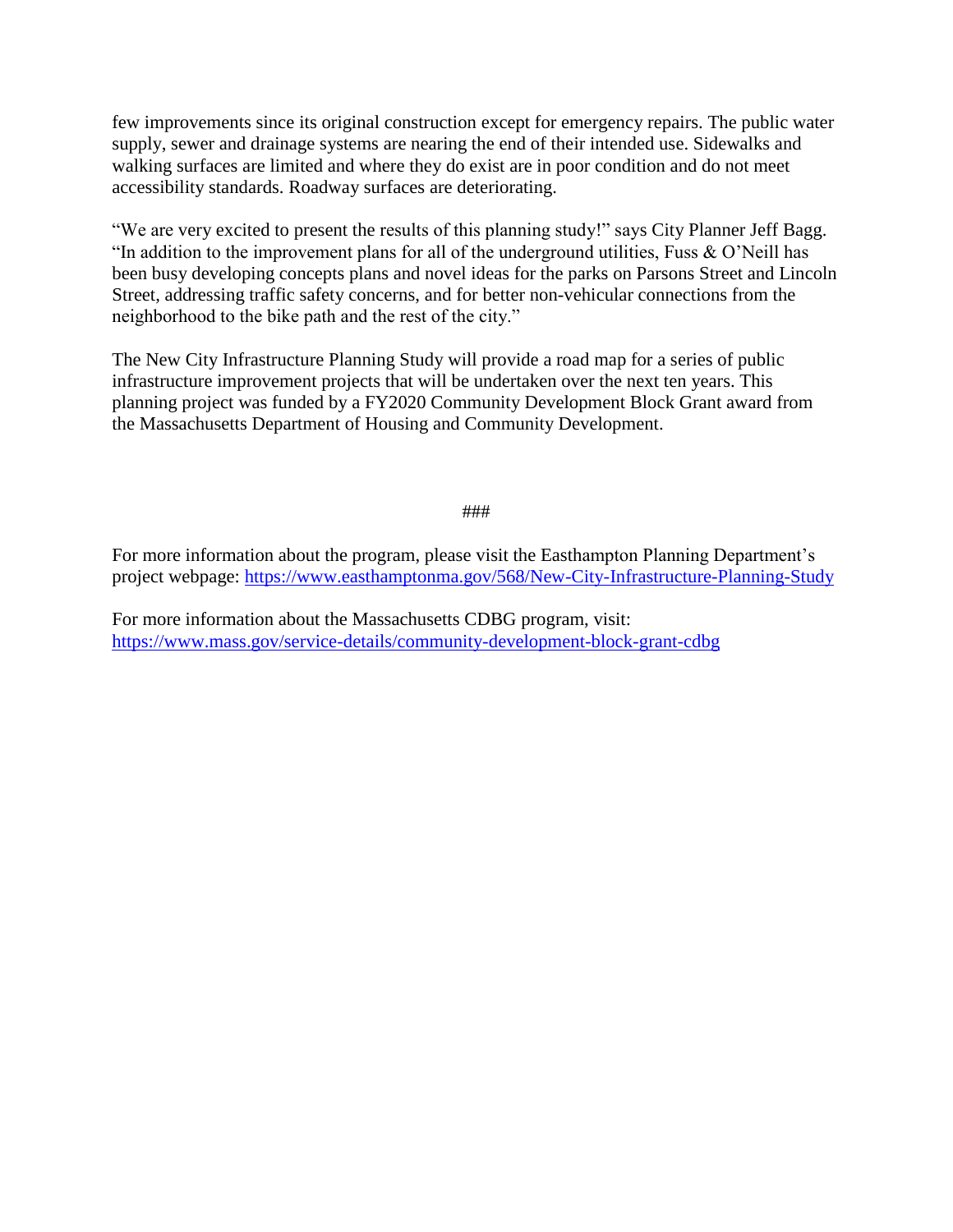few improvements since its original construction except for emergency repairs. The public water supply, sewer and drainage systems are nearing the end of their intended use. Sidewalks and walking surfaces are limited and where they do exist are in poor condition and do not meet accessibility standards. Roadway surfaces are deteriorating.

"We are very excited to present the results of this planning study!" says City Planner Jeff Bagg. "In addition to the improvement plans for all of the underground utilities, Fuss & O'Neill has been busy developing concepts plans and novel ideas for the parks on Parsons Street and Lincoln Street, addressing traffic safety concerns, and for better non-vehicular connections from the neighborhood to the bike path and the rest of the city."

The New City Infrastructure Planning Study will provide a road map for a series of public infrastructure improvement projects that will be undertaken over the next ten years. This planning project was funded by a FY2020 Community Development Block Grant award from the Massachusetts Department of Housing and Community Development.

###

For more information about the program, please visit the Easthampton Planning Department's project webpage: https://www.easthamptonma.gov/568/New-City-Infrastructure-Planning-Study

For more information about the Massachusetts CDBG program, visit: https://www.mass.gov/service-details/community-development-block-grant-cdbg